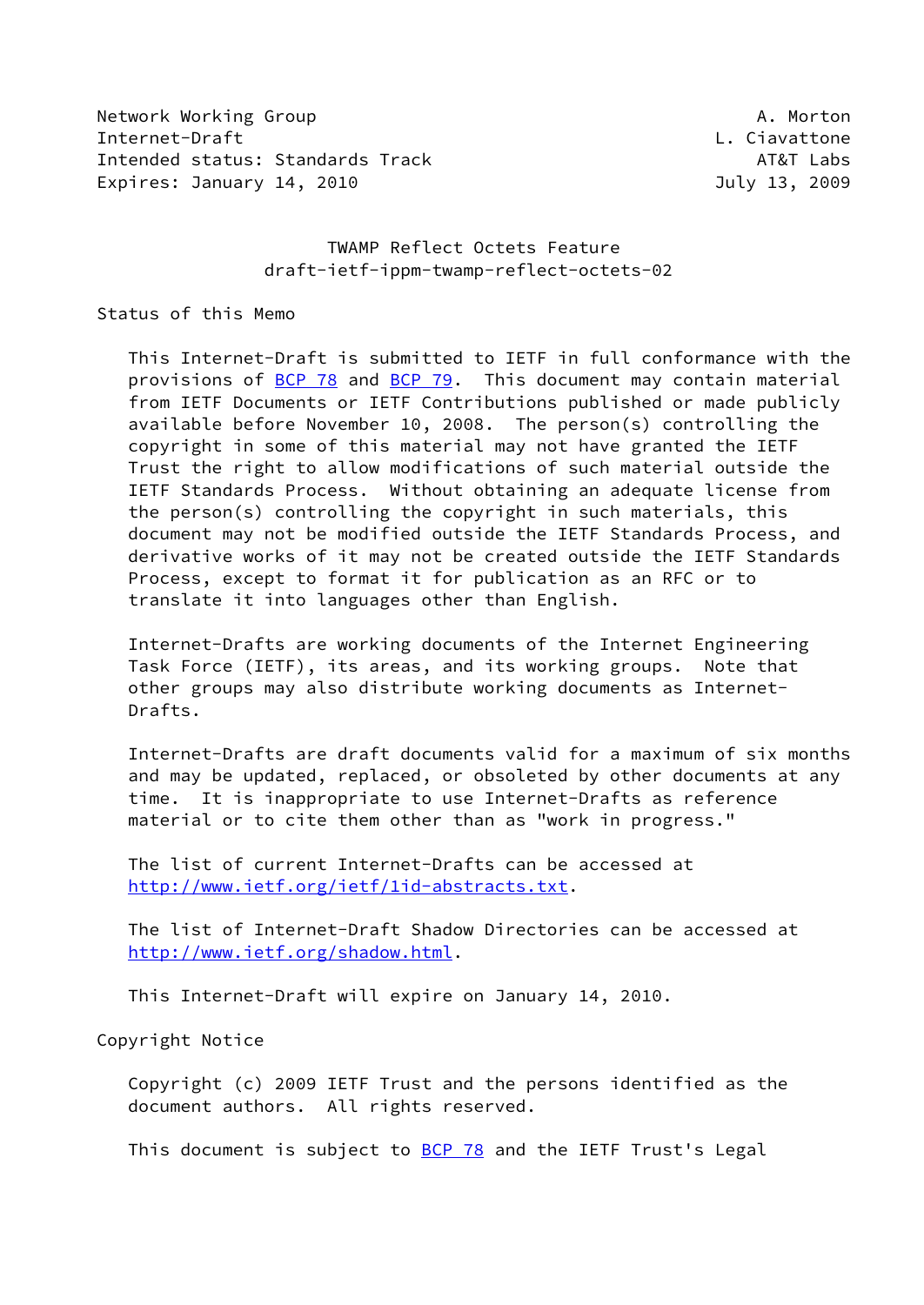Network Working Group A. Morton
Internet-Draft L. Ciavattone
Intended status: Standards Track AT&T Labs
Expires: January 14, 2010 July 13, 2009

# TWAMP Reflect Octets Feature
## draft-ietf-ippm-twamp-reflect-octets-02

### Status of this Memo

This Internet-Draft is submitted to IETF in full conformance with the provisions of BCP 78 and BCP 79. This document may contain material from IETF Documents or IETF Contributions published or made publicly available before November 10, 2008. The person(s) controlling the copyright in some of this material may not have granted the IETF Trust the right to allow modifications of such material outside the IETF Standards Process. Without obtaining an adequate license from the person(s) controlling the copyright in such materials, this document may not be modified outside the IETF Standards Process, and derivative works of it may not be created outside the IETF Standards Process, except to format it for publication as an RFC or to translate it into languages other than English.

Internet-Drafts are working documents of the Internet Engineering Task Force (IETF), its areas, and its working groups. Note that other groups may also distribute working documents as Internet-Drafts.

Internet-Drafts are draft documents valid for a maximum of six months and may be updated, replaced, or obsoleted by other documents at any time. It is inappropriate to use Internet-Drafts as reference material or to cite them other than as "work in progress."

The list of current Internet-Drafts can be accessed at http://www.ietf.org/ietf/1id-abstracts.txt.

The list of Internet-Draft Shadow Directories can be accessed at http://www.ietf.org/shadow.html.

This Internet-Draft will expire on January 14, 2010.

### Copyright Notice

Copyright (c) 2009 IETF Trust and the persons identified as the document authors. All rights reserved.

This document is subject to BCP 78 and the IETF Trust's Legal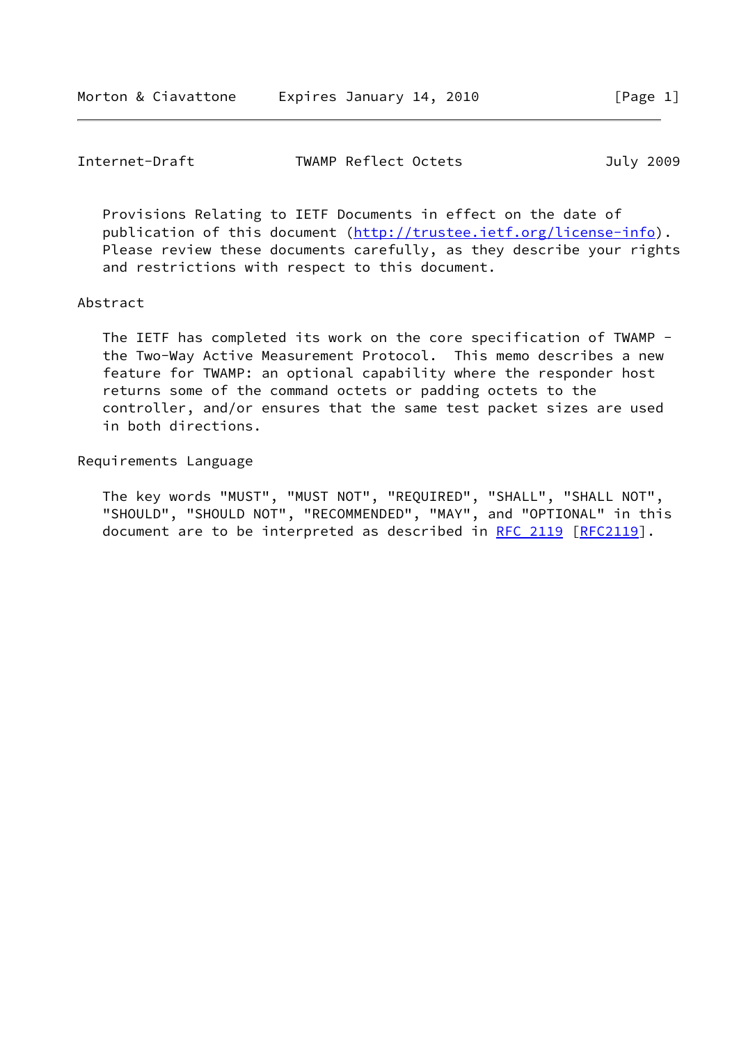Provisions Relating to IETF Documents in effect on the date of publication of this document (http://trustee.ietf.org/license-info). Please review these documents carefully, as they describe your rights and restrictions with respect to this document.

## Abstract

The IETF has completed its work on the core specification of TWAMP - the Two-Way Active Measurement Protocol. This memo describes a new feature for TWAMP: an optional capability where the responder host returns some of the command octets or padding octets to the controller, and/or ensures that the same test packet sizes are used in both directions.

## Requirements Language

The key words "MUST", "MUST NOT", "REQUIRED", "SHALL", "SHALL NOT", "SHOULD", "SHOULD NOT", "RECOMMENDED", "MAY", and "OPTIONAL" in this document are to be interpreted as described in RFC 2119 [RFC2119].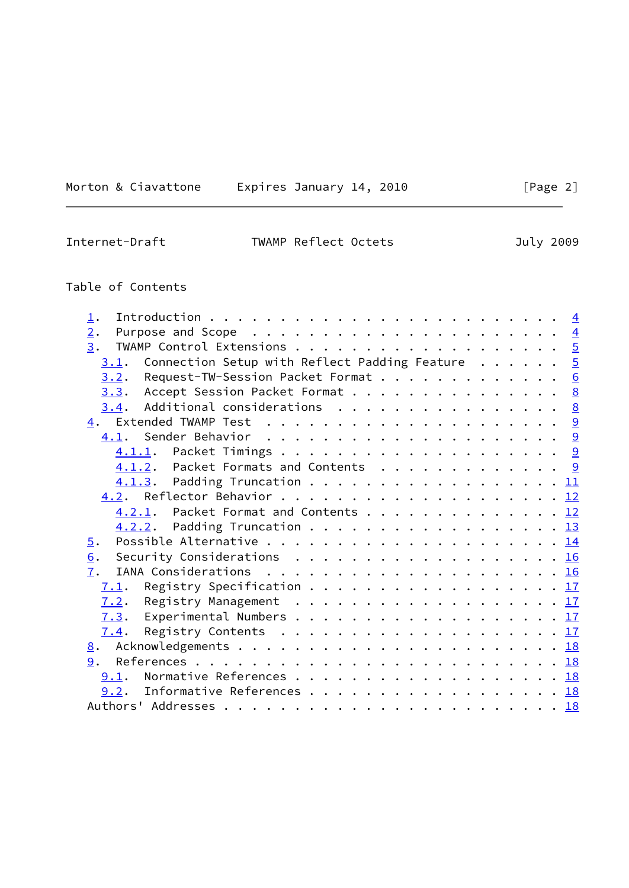Table of Contents

```
   1.  Introduction . . . . . . . . . . . . . . . . . . . . . . . . .  4
   2.  Purpose and Scope  . . . . . . . . . . . . . . . . . . . . . .  4
   3.  TWAMP Control Extensions . . . . . . . . . . . . . . . . . . .  5
     3.1.  Connection Setup with Reflect Padding Feature  . . . . . .  5
     3.2.  Request-TW-Session Packet Format . . . . . . . . . . . . .  6
     3.3.  Accept Session Packet Format . . . . . . . . . . . . . . .  8
     3.4.  Additional considerations  . . . . . . . . . . . . . . . .  8
   4.  Extended TWAMP Test  . . . . . . . . . . . . . . . . . . . . .  9
     4.1.  Sender Behavior  . . . . . . . . . . . . . . . . . . . . .  9
       4.1.1.  Packet Timings . . . . . . . . . . . . . . . . . . . .  9
       4.1.2.  Packet Formats and Contents  . . . . . . . . . . . . .  9
       4.1.3.  Padding Truncation . . . . . . . . . . . . . . . . . . 11
     4.2.  Reflector Behavior . . . . . . . . . . . . . . . . . . . . 12
       4.2.1.  Packet Format and Contents . . . . . . . . . . . . . . 12
       4.2.2.  Padding Truncation . . . . . . . . . . . . . . . . . . 13
   5.  Possible Alternative . . . . . . . . . . . . . . . . . . . . . 14
   6.  Security Considerations  . . . . . . . . . . . . . . . . . . . 16
   7.  IANA Considerations  . . . . . . . . . . . . . . . . . . . . . 16
     7.1.  Registry Specification . . . . . . . . . . . . . . . . . . 17
     7.2.  Registry Management  . . . . . . . . . . . . . . . . . . . 17
     7.3.  Experimental Numbers . . . . . . . . . . . . . . . . . . . 17
     7.4.  Registry Contents  . . . . . . . . . . . . . . . . . . . . 17
   8.  Acknowledgements . . . . . . . . . . . . . . . . . . . . . . . 18
   9.  References . . . . . . . . . . . . . . . . . . . . . . . . . . 18
     9.1.  Normative References . . . . . . . . . . . . . . . . . . . 18
     9.2.  Informative References . . . . . . . . . . . . . . . . . . 18
   Authors' Addresses . . . . . . . . . . . . . . . . . . . . . . . . 18
```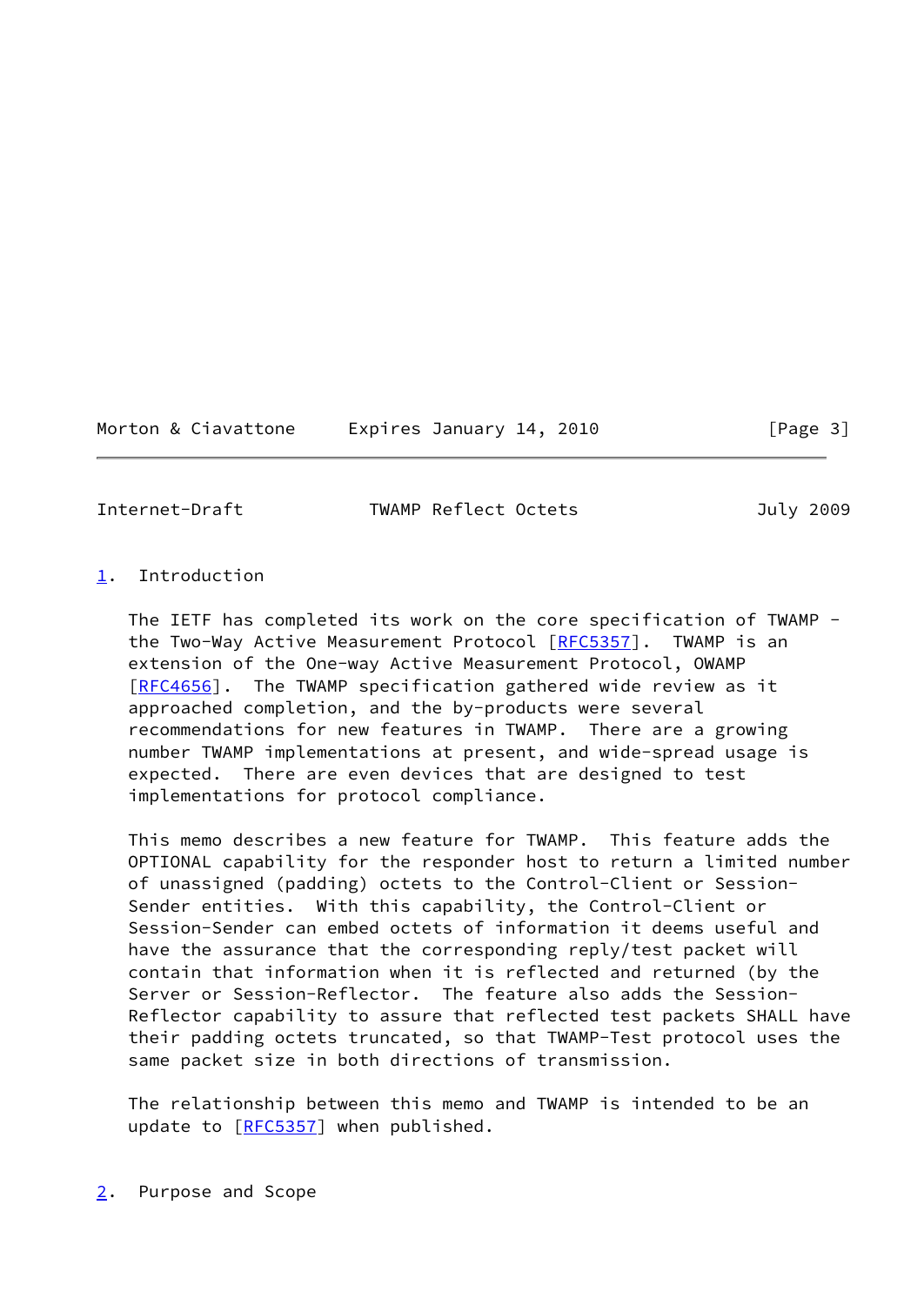## 1. Introduction

The IETF has completed its work on the core specification of TWAMP - the Two-Way Active Measurement Protocol [RFC5357]. TWAMP is an extension of the One-way Active Measurement Protocol, OWAMP [RFC4656]. The TWAMP specification gathered wide review as it approached completion, and the by-products were several recommendations for new features in TWAMP. There are a growing number TWAMP implementations at present, and wide-spread usage is expected. There are even devices that are designed to test implementations for protocol compliance.

This memo describes a new feature for TWAMP. This feature adds the OPTIONAL capability for the responder host to return a limited number of unassigned (padding) octets to the Control-Client or Session-Sender entities. With this capability, the Control-Client or Session-Sender can embed octets of information it deems useful and have the assurance that the corresponding reply/test packet will contain that information when it is reflected and returned (by the Server or Session-Reflector. The feature also adds the Session-Reflector capability to assure that reflected test packets SHALL have their padding octets truncated, so that TWAMP-Test protocol uses the same packet size in both directions of transmission.

The relationship between this memo and TWAMP is intended to be an update to [RFC5357] when published.

## 2. Purpose and Scope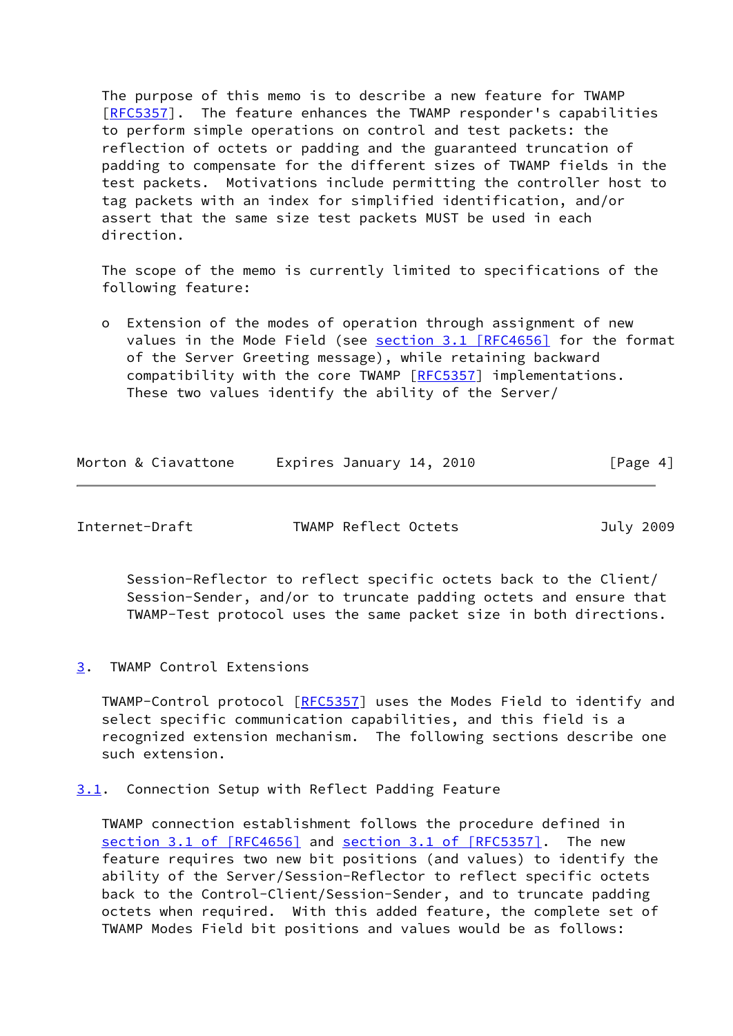The purpose of this memo is to describe a new feature for TWAMP [RFC5357]. The feature enhances the TWAMP responder's capabilities to perform simple operations on control and test packets: the reflection of octets or padding and the guaranteed truncation of padding to compensate for the different sizes of TWAMP fields in the test packets. Motivations include permitting the controller host to tag packets with an index for simplified identification, and/or assert that the same size test packets MUST be used in each direction.

The scope of the memo is currently limited to specifications of the following feature:

- Extension of the modes of operation through assignment of new values in the Mode Field (see section 3.1 [RFC4656] for the format of the Server Greeting message), while retaining backward compatibility with the core TWAMP [RFC5357] implementations. These two values identify the ability of the Server/Session-Reflector to reflect specific octets back to the Client/Session-Sender, and/or to truncate padding octets and ensure that TWAMP-Test protocol uses the same packet size in both directions.

## 3. TWAMP Control Extensions

TWAMP-Control protocol [RFC5357] uses the Modes Field to identify and select specific communication capabilities, and this field is a recognized extension mechanism. The following sections describe one such extension.

### 3.1. Connection Setup with Reflect Padding Feature

TWAMP connection establishment follows the procedure defined in section 3.1 of [RFC4656] and section 3.1 of [RFC5357]. The new feature requires two new bit positions (and values) to identify the ability of the Server/Session-Reflector to reflect specific octets back to the Control-Client/Session-Sender, and to truncate padding octets when required. With this added feature, the complete set of TWAMP Modes Field bit positions and values would be as follows: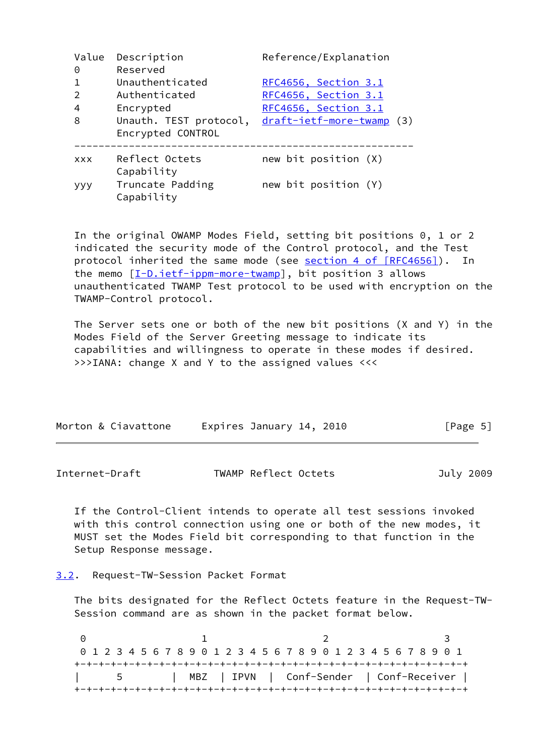| Value | Description | Reference/Explanation |
|---|---|---|
| 0 | Reserved | |
| 1 | Unauthenticated | RFC4656, Section 3.1 |
| 2 | Authenticated | RFC4656, Section 3.1 |
| 4 | Encrypted | RFC4656, Section 3.1 |
| 8 | Unauth. TEST protocol, Encrypted CONTROL | draft-ietf-more-twamp (3) |
| xxx | Reflect Octets Capability | new bit position (X) |
| yyy | Truncate Padding Capability | new bit position (Y) |

In the original OWAMP Modes Field, setting bit positions 0, 1 or 2 indicated the security mode of the Control protocol, and the Test protocol inherited the same mode (see section 4 of [RFC4656]). In the memo [I-D.ietf-ippm-more-twamp], bit position 3 allows unauthenticated TWAMP Test protocol to be used with encryption on the TWAMP-Control protocol.

The Server sets one or both of the new bit positions (X and Y) in the Modes Field of the Server Greeting message to indicate its capabilities and willingness to operate in these modes if desired. >>>IANA: change X and Y to the assigned values <<<

If the Control-Client intends to operate all test sessions invoked with this control connection using one or both of the new modes, it MUST set the Modes Field bit corresponding to that function in the Setup Response message.

### 3.2. Request-TW-Session Packet Format

The bits designated for the Reflect Octets feature in the Request-TW-Session command are as shown in the packet format below.

```
 0                   1                   2                   3
 0 1 2 3 4 5 6 7 8 9 0 1 2 3 4 5 6 7 8 9 0 1 2 3 4 5 6 7 8 9 0 1
+-+-+-+-+-+-+-+-+-+-+-+-+-+-+-+-+-+-+-+-+-+-+-+-+-+-+-+-+-+-+-+-+
|      5        |  MBZ  | IPVN  |  Conf-Sender  | Conf-Receiver |
+-+-+-+-+-+-+-+-+-+-+-+-+-+-+-+-+-+-+-+-+-+-+-+-+-+-+-+-+-+-+-+-+
```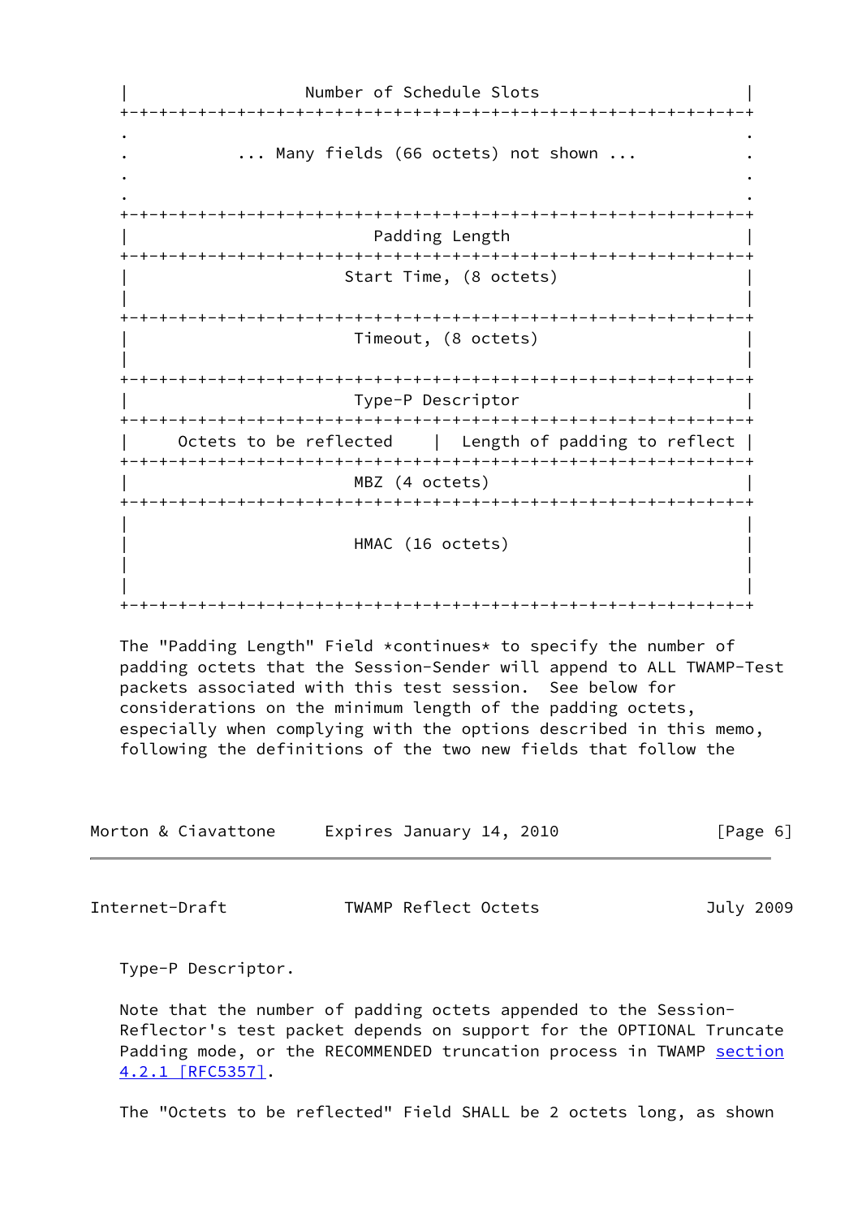```
   |                  Number of Schedule Slots                     |
   +-+-+-+-+-+-+-+-+-+-+-+-+-+-+-+-+-+-+-+-+-+-+-+-+-+-+-+-+-+-+-+-+
   .                                                               .
   .          ... Many fields (66 octets) not shown ...            .
   .                                                               .
   .                                                               .
   +-+-+-+-+-+-+-+-+-+-+-+-+-+-+-+-+-+-+-+-+-+-+-+-+-+-+-+-+-+-+-+-+
   |                        Padding Length                         |
   +-+-+-+-+-+-+-+-+-+-+-+-+-+-+-+-+-+-+-+-+-+-+-+-+-+-+-+-+-+-+-+-+
   |                     Start Time, (8 octets)                    |
   |                                                               |
   +-+-+-+-+-+-+-+-+-+-+-+-+-+-+-+-+-+-+-+-+-+-+-+-+-+-+-+-+-+-+-+-+
   |                      Timeout, (8 octets)                      |
   |                                                               |
   +-+-+-+-+-+-+-+-+-+-+-+-+-+-+-+-+-+-+-+-+-+-+-+-+-+-+-+-+-+-+-+-+
   |                       Type-P Descriptor                       |
   +-+-+-+-+-+-+-+-+-+-+-+-+-+-+-+-+-+-+-+-+-+-+-+-+-+-+-+-+-+-+-+-+
   |     Octets to be reflected    |  Length of padding to reflect |
   +-+-+-+-+-+-+-+-+-+-+-+-+-+-+-+-+-+-+-+-+-+-+-+-+-+-+-+-+-+-+-+-+
   |                       MBZ (4 octets)                          |
   +-+-+-+-+-+-+-+-+-+-+-+-+-+-+-+-+-+-+-+-+-+-+-+-+-+-+-+-+-+-+-+-+
   |                                                               |
   |                       HMAC (16 octets)                        |
   |                                                               |
   |                                                               |
   +-+-+-+-+-+-+-+-+-+-+-+-+-+-+-+-+-+-+-+-+-+-+-+-+-+-+-+-+-+-+-+-+
```

The "Padding Length" Field *continues* to specify the number of padding octets that the Session-Sender will append to ALL TWAMP-Test packets associated with this test session. See below for considerations on the minimum length of the padding octets, especially when complying with the options described in this memo, following the definitions of the two new fields that follow the Type-P Descriptor.

Note that the number of padding octets appended to the Session-Reflector's test packet depends on support for the OPTIONAL Truncate Padding mode, or the RECOMMENDED truncation process in TWAMP section 4.2.1 [RFC5357].

The "Octets to be reflected" Field SHALL be 2 octets long, as shown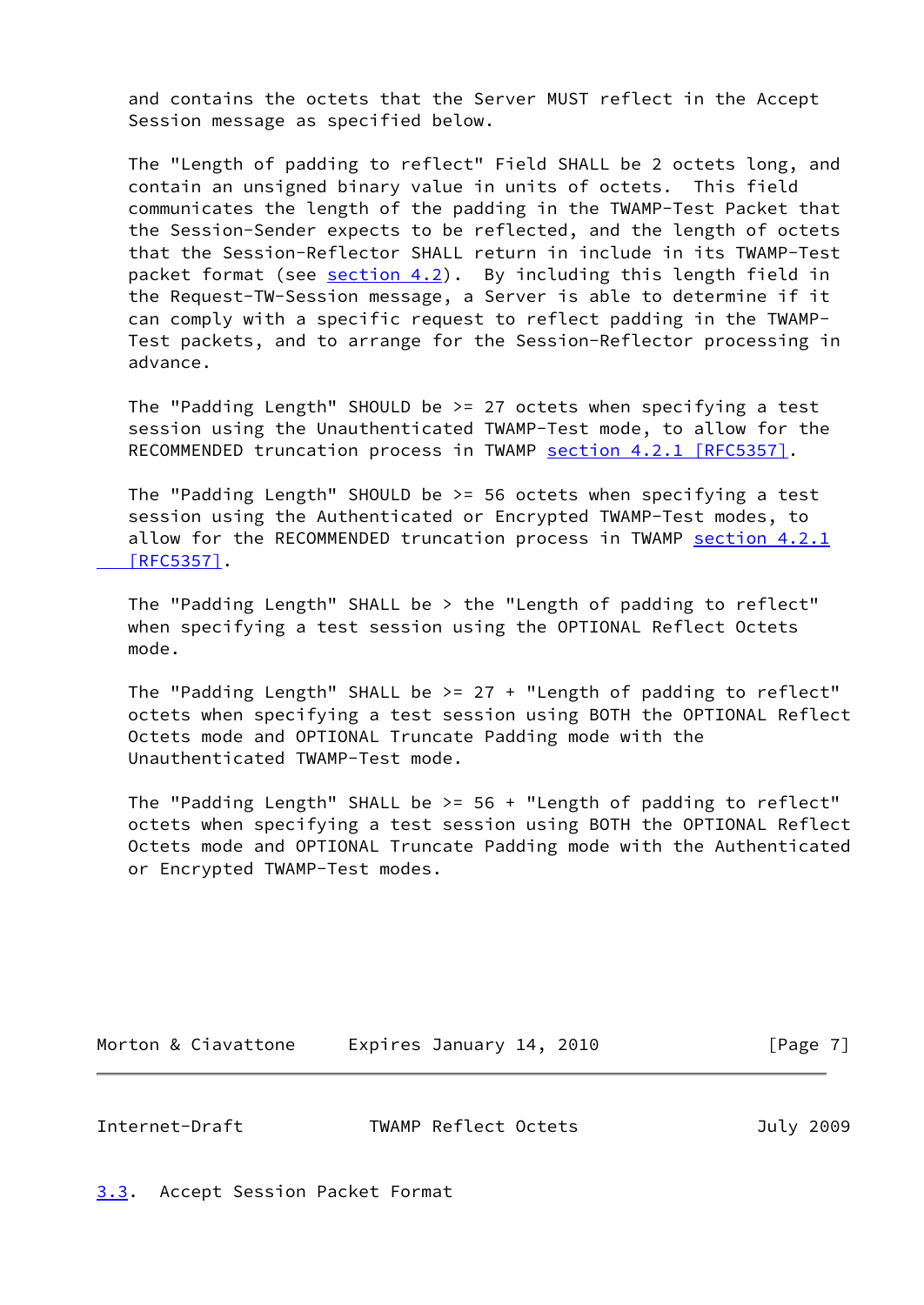and contains the octets that the Server MUST reflect in the Accept Session message as specified below.

The "Length of padding to reflect" Field SHALL be 2 octets long, and contain an unsigned binary value in units of octets. This field communicates the length of the padding in the TWAMP-Test Packet that the Session-Sender expects to be reflected, and the length of octets that the Session-Reflector SHALL return in include in its TWAMP-Test packet format (see section 4.2). By including this length field in the Request-TW-Session message, a Server is able to determine if it can comply with a specific request to reflect padding in the TWAMP-Test packets, and to arrange for the Session-Reflector processing in advance.

The "Padding Length" SHOULD be >= 27 octets when specifying a test session using the Unauthenticated TWAMP-Test mode, to allow for the RECOMMENDED truncation process in TWAMP section 4.2.1 [RFC5357].

The "Padding Length" SHOULD be >= 56 octets when specifying a test session using the Authenticated or Encrypted TWAMP-Test modes, to allow for the RECOMMENDED truncation process in TWAMP section 4.2.1 [RFC5357].

The "Padding Length" SHALL be > the "Length of padding to reflect" when specifying a test session using the OPTIONAL Reflect Octets mode.

The "Padding Length" SHALL be >= 27 + "Length of padding to reflect" octets when specifying a test session using BOTH the OPTIONAL Reflect Octets mode and OPTIONAL Truncate Padding mode with the Unauthenticated TWAMP-Test mode.

The "Padding Length" SHALL be >= 56 + "Length of padding to reflect" octets when specifying a test session using BOTH the OPTIONAL Reflect Octets mode and OPTIONAL Truncate Padding mode with the Authenticated or Encrypted TWAMP-Test modes.

### 3.3. Accept Session Packet Format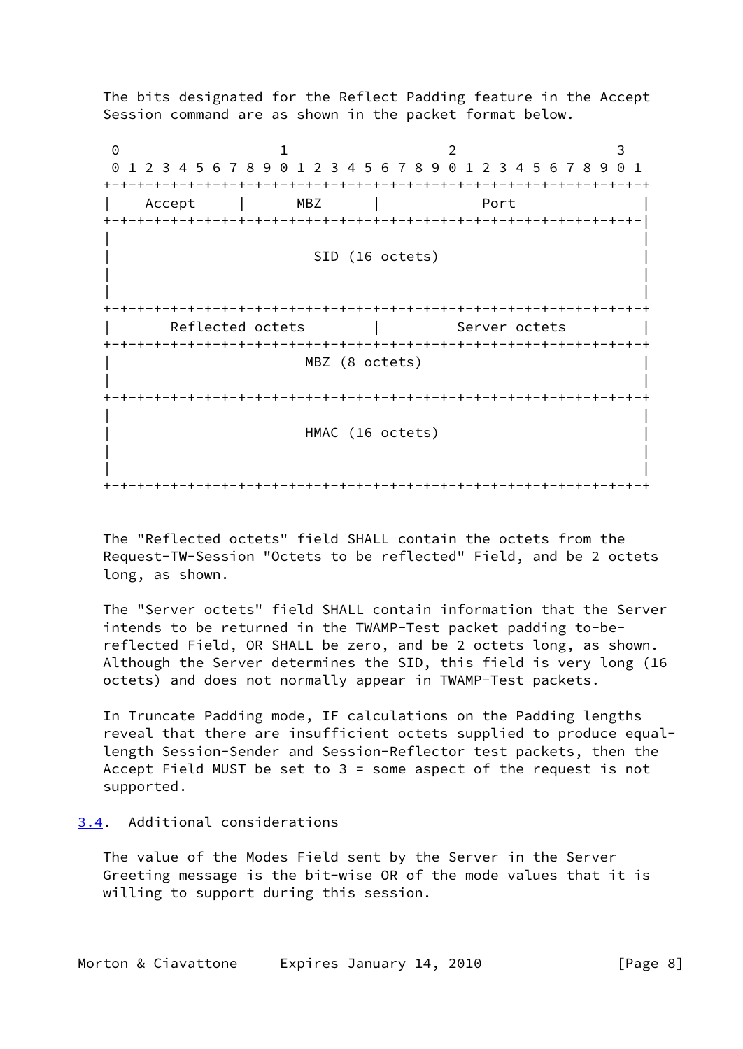The bits designated for the Reflect Padding feature in the Accept Session command are as shown in the packet format below.

```
 0                   1                   2                   3
 0 1 2 3 4 5 6 7 8 9 0 1 2 3 4 5 6 7 8 9 0 1 2 3 4 5 6 7 8 9 0 1
+-+-+-+-+-+-+-+-+-+-+-+-+-+-+-+-+-+-+-+-+-+-+-+-+-+-+-+-+-+-+-+-+
|    Accept     |      MBZ      |            Port               |
+-+-+-+-+-+-+-+-+-+-+-+-+-+-+-+-+-+-+-+-+-+-+-+-+-+-+-+-+-+-+-+-|
|                                                               |
|                         SID (16 octets)                       |
|                                                               |
|                                                               |
+-+-+-+-+-+-+-+-+-+-+-+-+-+-+-+-+-+-+-+-+-+-+-+-+-+-+-+-+-+-+-+-+
|       Reflected octets        |         Server octets         |
+-+-+-+-+-+-+-+-+-+-+-+-+-+-+-+-+-+-+-+-+-+-+-+-+-+-+-+-+-+-+-+-+
|                        MBZ (8 octets)                         |
|                                                               |
+-+-+-+-+-+-+-+-+-+-+-+-+-+-+-+-+-+-+-+-+-+-+-+-+-+-+-+-+-+-+-+-+
|                                                               |
|                        HMAC (16 octets)                       |
|                                                               |
|                                                               |
+-+-+-+-+-+-+-+-+-+-+-+-+-+-+-+-+-+-+-+-+-+-+-+-+-+-+-+-+-+-+-+-+
```

The "Reflected octets" field SHALL contain the octets from the Request-TW-Session "Octets to be reflected" Field, and be 2 octets long, as shown.

The "Server octets" field SHALL contain information that the Server intends to be returned in the TWAMP-Test packet padding to-be-reflected Field, OR SHALL be zero, and be 2 octets long, as shown. Although the Server determines the SID, this field is very long (16 octets) and does not normally appear in TWAMP-Test packets.

In Truncate Padding mode, IF calculations on the Padding lengths reveal that there are insufficient octets supplied to produce equal-length Session-Sender and Session-Reflector test packets, then the Accept Field MUST be set to 3 = some aspect of the request is not supported.

## 3.4. Additional considerations

The value of the Modes Field sent by the Server in the Server Greeting message is the bit-wise OR of the mode values that it is willing to support during this session.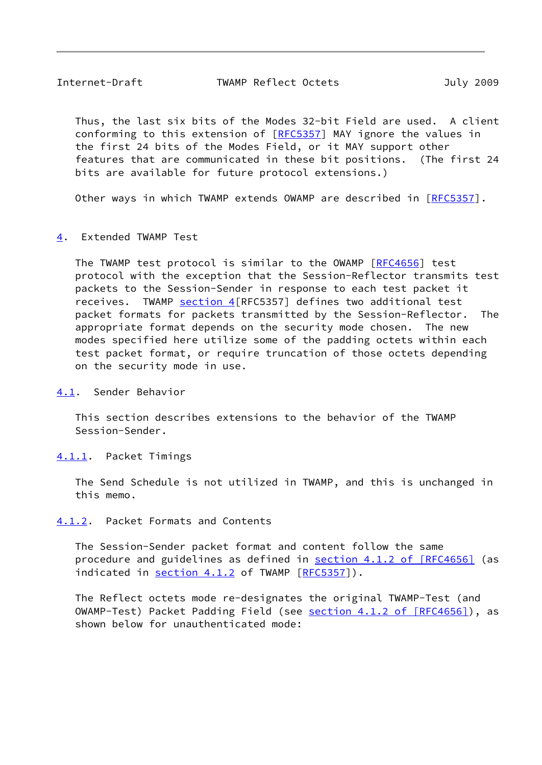Thus, the last six bits of the Modes 32-bit Field are used. A client conforming to this extension of [RFC5357] MAY ignore the values in the first 24 bits of the Modes Field, or it MAY support other features that are communicated in these bit positions. (The first 24 bits are available for future protocol extensions.)

Other ways in which TWAMP extends OWAMP are described in [RFC5357].

## 4. Extended TWAMP Test

The TWAMP test protocol is similar to the OWAMP [RFC4656] test protocol with the exception that the Session-Reflector transmits test packets to the Session-Sender in response to each test packet it receives. TWAMP section 4[RFC5357] defines two additional test packet formats for packets transmitted by the Session-Reflector. The appropriate format depends on the security mode chosen. The new modes specified here utilize some of the padding octets within each test packet format, or require truncation of those octets depending on the security mode in use.

### 4.1. Sender Behavior

This section describes extensions to the behavior of the TWAMP Session-Sender.

#### 4.1.1. Packet Timings

The Send Schedule is not utilized in TWAMP, and this is unchanged in this memo.

#### 4.1.2. Packet Formats and Contents

The Session-Sender packet format and content follow the same procedure and guidelines as defined in section 4.1.2 of [RFC4656] (as indicated in section 4.1.2 of TWAMP [RFC5357]).

The Reflect octets mode re-designates the original TWAMP-Test (and OWAMP-Test) Packet Padding Field (see section 4.1.2 of [RFC4656]), as shown below for unauthenticated mode: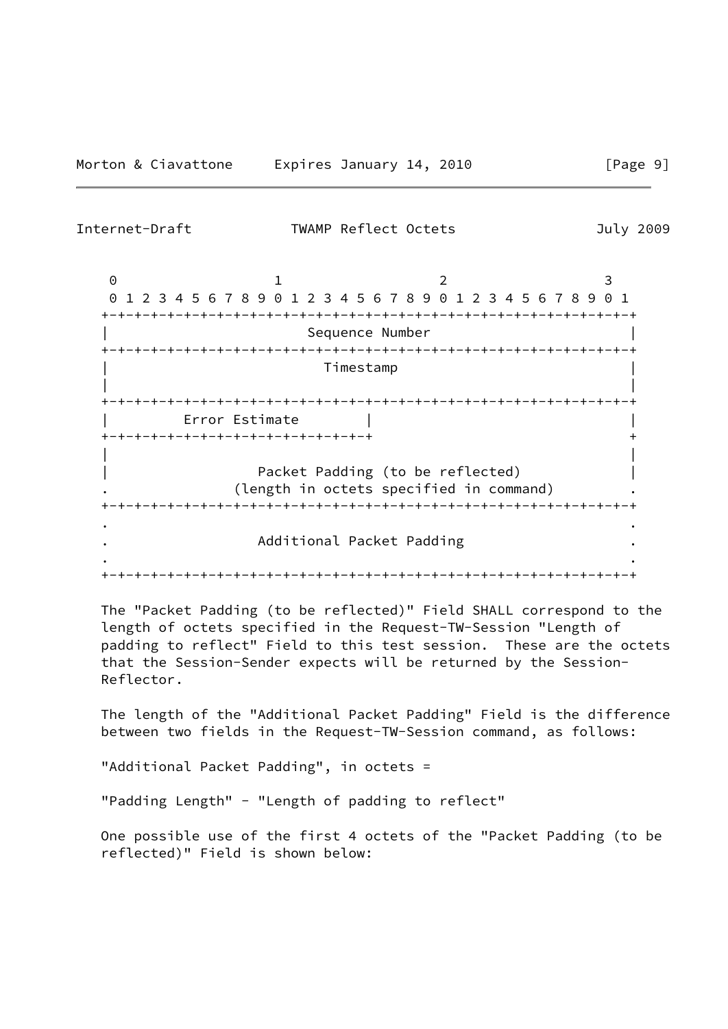```
    0                   1                   2                   3
    0 1 2 3 4 5 6 7 8 9 0 1 2 3 4 5 6 7 8 9 0 1 2 3 4 5 6 7 8 9 0 1
   +-+-+-+-+-+-+-+-+-+-+-+-+-+-+-+-+-+-+-+-+-+-+-+-+-+-+-+-+-+-+-+-+
   |                        Sequence Number                        |
   +-+-+-+-+-+-+-+-+-+-+-+-+-+-+-+-+-+-+-+-+-+-+-+-+-+-+-+-+-+-+-+-+
   |                          Timestamp                            |
   |                                                               |
   +-+-+-+-+-+-+-+-+-+-+-+-+-+-+-+-+-+-+-+-+-+-+-+-+-+-+-+-+-+-+-+-+
   |         Error Estimate        |                               |
   +-+-+-+-+-+-+-+-+-+-+-+-+-+-+-+-+                               +
   |                                                               |
   |                Packet Padding (to be reflected)               |
   .             (length in octets specified in command)           .
   +-+-+-+-+-+-+-+-+-+-+-+-+-+-+-+-+-+-+-+-+-+-+-+-+-+-+-+-+-+-+-+-+
   .                                                               .
   .                Additional Packet Padding                      .
   .                                                               .
   +-+-+-+-+-+-+-+-+-+-+-+-+-+-+-+-+-+-+-+-+-+-+-+-+-+-+-+-+-+-+-+-+
```

The "Packet Padding (to be reflected)" Field SHALL correspond to the length of octets specified in the Request-TW-Session "Length of padding to reflect" Field to this test session. These are the octets that the Session-Sender expects will be returned by the Session-Reflector.

The length of the "Additional Packet Padding" Field is the difference between two fields in the Request-TW-Session command, as follows:

"Additional Packet Padding", in octets =

"Padding Length" - "Length of padding to reflect"

One possible use of the first 4 octets of the "Packet Padding (to be reflected)" Field is shown below: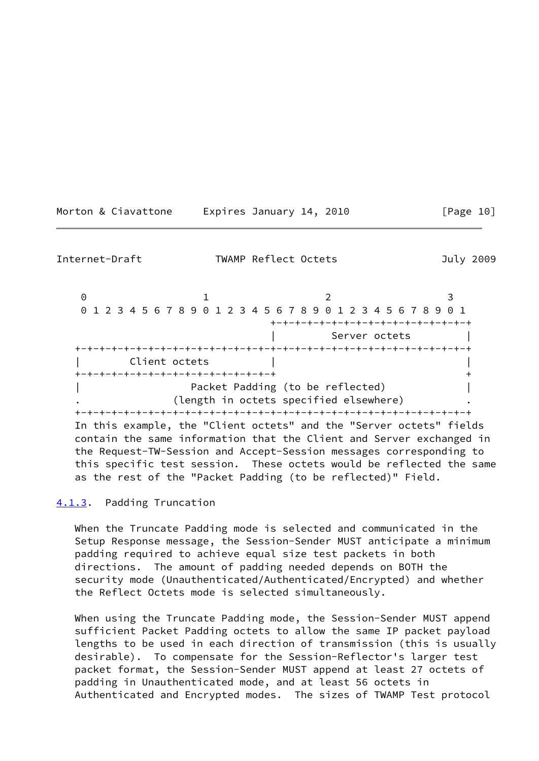```
    0                   1                   2                   3
    0 1 2 3 4 5 6 7 8 9 0 1 2 3 4 5 6 7 8 9 0 1 2 3 4 5 6 7 8 9 0 1
                                   +-+-+-+-+-+-+-+-+-+-+-+-+-+-+-+-+
                                   |         Server octets         |
   +-+-+-+-+-+-+-+-+-+-+-+-+-+-+-+-+-+-+-+-+-+-+-+-+-+-+-+-+-+-+-+-+
   |        Client octets          |                               |
   +-+-+-+-+-+-+-+-+-+-+-+-+-+-+-+-+                               +
   |                 Packet Padding (to be reflected)              |
   .              (length in octets specified elsewhere)           .
   +-+-+-+-+-+-+-+-+-+-+-+-+-+-+-+-+-+-+-+-+-+-+-+-+-+-+-+-+-+-+-+-+
```

In this example, the "Client octets" and the "Server octets" fields contain the same information that the Client and Server exchanged in the Request-TW-Session and Accept-Session messages corresponding to this specific test session. These octets would be reflected the same as the rest of the "Packet Padding (to be reflected)" Field.

### 4.1.3. Padding Truncation

When the Truncate Padding mode is selected and communicated in the Setup Response message, the Session-Sender MUST anticipate a minimum padding required to achieve equal size test packets in both directions. The amount of padding needed depends on BOTH the security mode (Unauthenticated/Authenticated/Encrypted) and whether the Reflect Octets mode is selected simultaneously.

When using the Truncate Padding mode, the Session-Sender MUST append sufficient Packet Padding octets to allow the same IP packet payload lengths to be used in each direction of transmission (this is usually desirable). To compensate for the Session-Reflector's larger test packet format, the Session-Sender MUST append at least 27 octets of padding in Unauthenticated mode, and at least 56 octets in Authenticated and Encrypted modes. The sizes of TWAMP Test protocol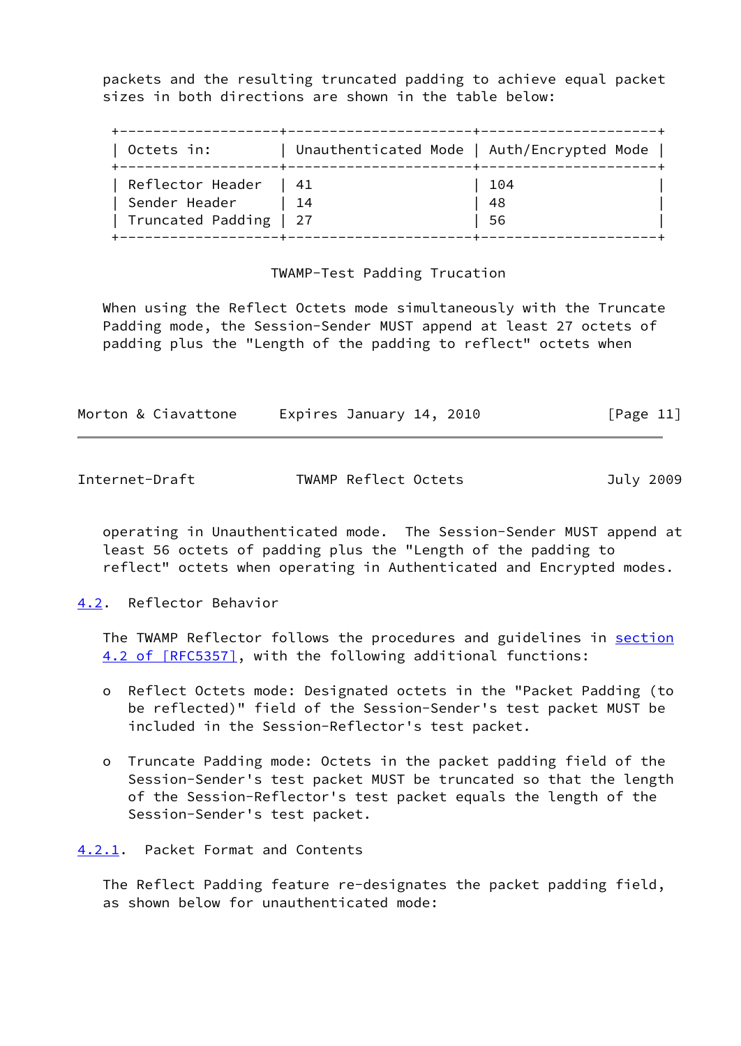packets and the resulting truncated padding to achieve equal packet sizes in both directions are shown in the table below:

| Octets in: | Unauthenticated Mode | Auth/Encrypted Mode |
|---|---|---|
| Reflector Header | 41 | 104 |
| Sender Header | 14 | 48 |
| Truncated Padding | 27 | 56 |

TWAMP-Test Padding Trucation

When using the Reflect Octets mode simultaneously with the Truncate Padding mode, the Session-Sender MUST append at least 27 octets of padding plus the "Length of the padding to reflect" octets when operating in Unauthenticated mode. The Session-Sender MUST append at least 56 octets of padding plus the "Length of the padding to reflect" octets when operating in Authenticated and Encrypted modes.

### 4.2. Reflector Behavior

The TWAMP Reflector follows the procedures and guidelines in section 4.2 of [RFC5357], with the following additional functions:

- Reflect Octets mode: Designated octets in the "Packet Padding (to be reflected)" field of the Session-Sender's test packet MUST be included in the Session-Reflector's test packet.

- Truncate Padding mode: Octets in the packet padding field of the Session-Sender's test packet MUST be truncated so that the length of the Session-Reflector's test packet equals the length of the Session-Sender's test packet.

#### 4.2.1. Packet Format and Contents

The Reflect Padding feature re-designates the packet padding field, as shown below for unauthenticated mode: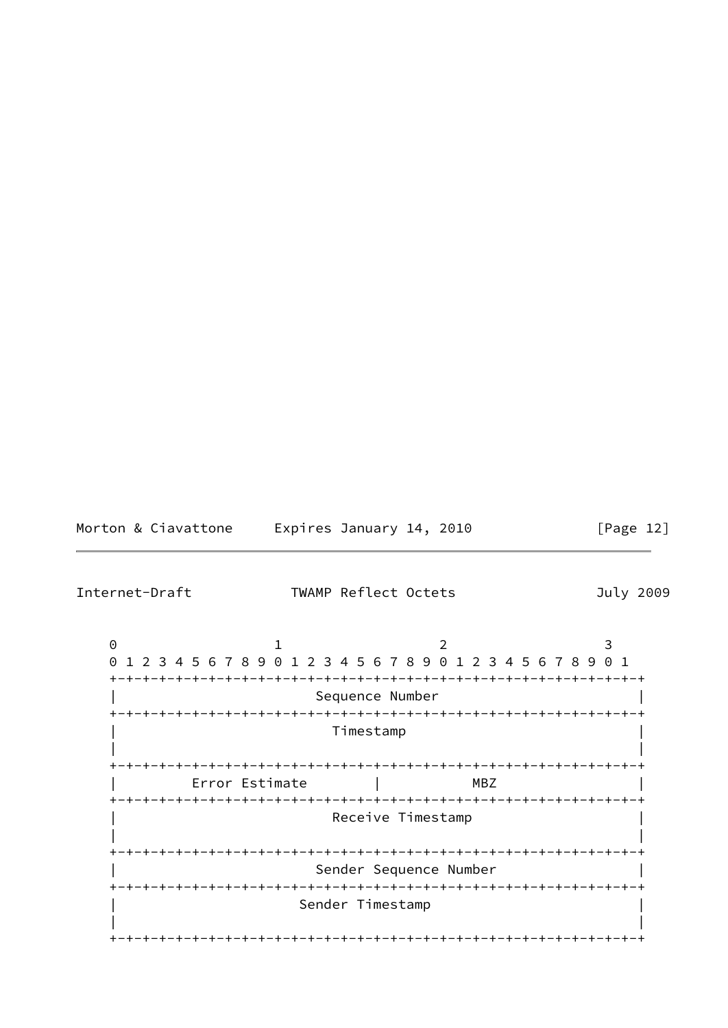```
    0                   1                   2                   3
    0 1 2 3 4 5 6 7 8 9 0 1 2 3 4 5 6 7 8 9 0 1 2 3 4 5 6 7 8 9 0 1
   +-+-+-+-+-+-+-+-+-+-+-+-+-+-+-+-+-+-+-+-+-+-+-+-+-+-+-+-+-+-+-+-+
   |                        Sequence Number                        |
   +-+-+-+-+-+-+-+-+-+-+-+-+-+-+-+-+-+-+-+-+-+-+-+-+-+-+-+-+-+-+-+-+
   |                          Timestamp                            |
   |                                                               |
   +-+-+-+-+-+-+-+-+-+-+-+-+-+-+-+-+-+-+-+-+-+-+-+-+-+-+-+-+-+-+-+-+
   |         Error Estimate        |           MBZ                 |
   +-+-+-+-+-+-+-+-+-+-+-+-+-+-+-+-+-+-+-+-+-+-+-+-+-+-+-+-+-+-+-+-+
   |                          Receive Timestamp                    |
   |                                                               |
   +-+-+-+-+-+-+-+-+-+-+-+-+-+-+-+-+-+-+-+-+-+-+-+-+-+-+-+-+-+-+-+-+
   |                        Sender Sequence Number                 |
   +-+-+-+-+-+-+-+-+-+-+-+-+-+-+-+-+-+-+-+-+-+-+-+-+-+-+-+-+-+-+-+-+
   |                      Sender Timestamp                         |
   |                                                               |
   +-+-+-+-+-+-+-+-+-+-+-+-+-+-+-+-+-+-+-+-+-+-+-+-+-+-+-+-+-+-+-+-+
```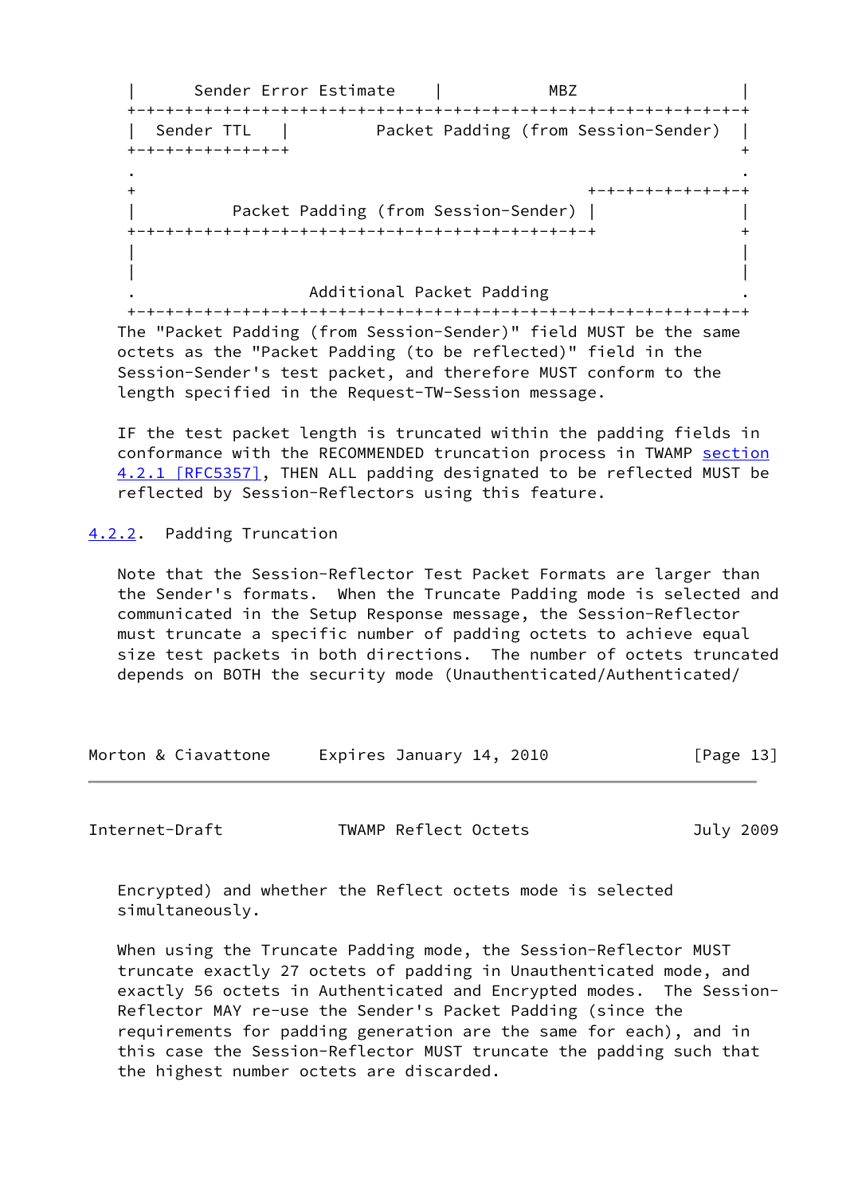```
   |      Sender Error Estimate    |           MBZ                 |
   +-+-+-+-+-+-+-+-+-+-+-+-+-+-+-+-+-+-+-+-+-+-+-+-+-+-+-+-+-+-+-+-+
   |  Sender TTL   |         Packet Padding (from Session-Sender)  |
   +-+-+-+-+-+-+-+-+                                               +
   .                                                               .
   +                                               +-+-+-+-+-+-+-+-+
   |          Packet Padding (from Session-Sender) |               |
   +-+-+-+-+-+-+-+-+-+-+-+-+-+-+-+-+-+-+-+-+-+-+-+-+               +
   |                                                               |
   |                                                               |
   .                     Additional Packet Padding                 .
   +-+-+-+-+-+-+-+-+-+-+-+-+-+-+-+-+-+-+-+-+-+-+-+-+-+-+-+-+-+-+-+-+
```

The "Packet Padding (from Session-Sender)" field MUST be the same octets as the "Packet Padding (to be reflected)" field in the Session-Sender's test packet, and therefore MUST conform to the length specified in the Request-TW-Session message.

IF the test packet length is truncated within the padding fields in conformance with the RECOMMENDED truncation process in TWAMP section 4.2.1 [RFC5357], THEN ALL padding designated to be reflected MUST be reflected by Session-Reflectors using this feature.

### 4.2.2. Padding Truncation

Note that the Session-Reflector Test Packet Formats are larger than the Sender's formats. When the Truncate Padding mode is selected and communicated in the Setup Response message, the Session-Reflector must truncate a specific number of padding octets to achieve equal size test packets in both directions. The number of octets truncated depends on BOTH the security mode (Unauthenticated/Authenticated/Encrypted) and whether the Reflect octets mode is selected simultaneously.

When using the Truncate Padding mode, the Session-Reflector MUST truncate exactly 27 octets of padding in Unauthenticated mode, and exactly 56 octets in Authenticated and Encrypted modes. The Session-Reflector MAY re-use the Sender's Packet Padding (since the requirements for padding generation are the same for each), and in this case the Session-Reflector MUST truncate the padding such that the highest number octets are discarded.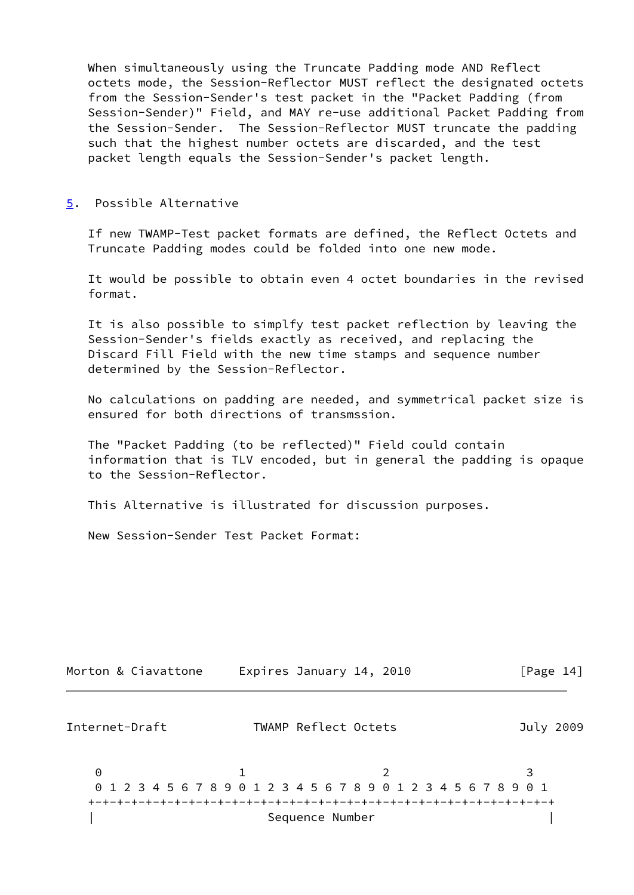When simultaneously using the Truncate Padding mode AND Reflect octets mode, the Session-Reflector MUST reflect the designated octets from the Session-Sender's test packet in the "Packet Padding (from Session-Sender)" Field, and MAY re-use additional Packet Padding from the Session-Sender. The Session-Reflector MUST truncate the padding such that the highest number octets are discarded, and the test packet length equals the Session-Sender's packet length.

## 5. Possible Alternative

If new TWAMP-Test packet formats are defined, the Reflect Octets and Truncate Padding modes could be folded into one new mode.

It would be possible to obtain even 4 octet boundaries in the revised format.

It is also possible to simplfy test packet reflection by leaving the Session-Sender's fields exactly as received, and replacing the Discard Fill Field with the new time stamps and sequence number determined by the Session-Reflector.

No calculations on padding are needed, and symmetrical packet size is ensured for both directions of transmssion.

The "Packet Padding (to be reflected)" Field could contain information that is TLV encoded, but in general the padding is opaque to the Session-Reflector.

This Alternative is illustrated for discussion purposes.

New Session-Sender Test Packet Format:

```
     0                   1                   2                   3
     0 1 2 3 4 5 6 7 8 9 0 1 2 3 4 5 6 7 8 9 0 1 2 3 4 5 6 7 8 9 0 1
    +-+-+-+-+-+-+-+-+-+-+-+-+-+-+-+-+-+-+-+-+-+-+-+-+-+-+-+-+-+-+-+-+
    |                        Sequence Number                        |
```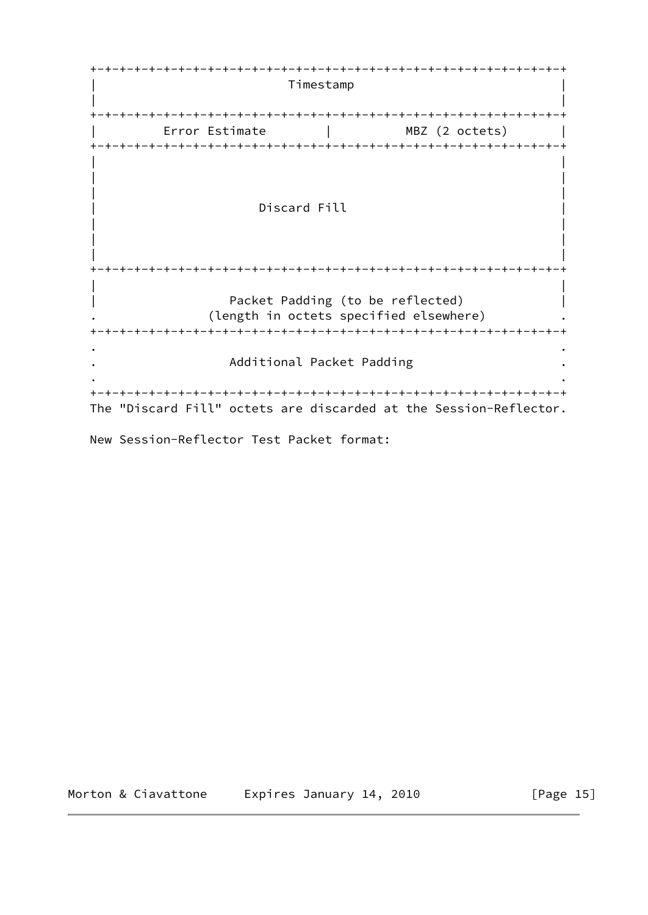```
+-+-+-+-+-+-+-+-+-+-+-+-+-+-+-+-+-+-+-+-+-+-+-+-+-+-+-+-+-+-+-+-+
|                          Timestamp                            |
|                                                               |
+-+-+-+-+-+-+-+-+-+-+-+-+-+-+-+-+-+-+-+-+-+-+-+-+-+-+-+-+-+-+-+-+
|         Error Estimate        |           MBZ (2 octets)      |
+-+-+-+-+-+-+-+-+-+-+-+-+-+-+-+-+-+-+-+-+-+-+-+-+-+-+-+-+-+-+-+-+
|                                                               |
|                                                               |
|                                                               |
|                      Discard Fill                             |
|                                                               |
|                                                               |
|                                                               |
+-+-+-+-+-+-+-+-+-+-+-+-+-+-+-+-+-+-+-+-+-+-+-+-+-+-+-+-+-+-+-+-+
|                                                               |
|                  Packet Padding (to be reflected)             |
.               (length in octets specified elsewhere)          .
+-+-+-+-+-+-+-+-+-+-+-+-+-+-+-+-+-+-+-+-+-+-+-+-+-+-+-+-+-+-+-+-+
.                                                               .
.                  Additional Packet Padding                    .
.                                                               .
+-+-+-+-+-+-+-+-+-+-+-+-+-+-+-+-+-+-+-+-+-+-+-+-+-+-+-+-+-+-+-+-+
```

The "Discard Fill" octets are discarded at the Session-Reflector.

New Session-Reflector Test Packet format: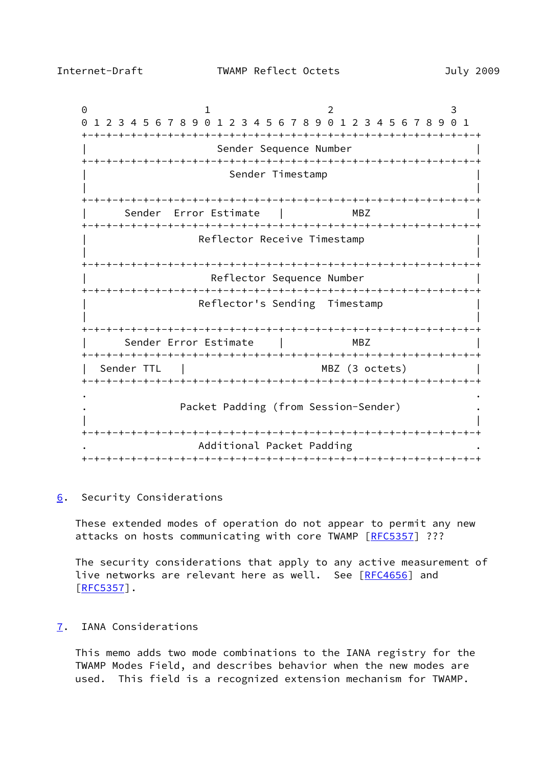```
    0                   1                   2                   3
    0 1 2 3 4 5 6 7 8 9 0 1 2 3 4 5 6 7 8 9 0 1 2 3 4 5 6 7 8 9 0 1
   +-+-+-+-+-+-+-+-+-+-+-+-+-+-+-+-+-+-+-+-+-+-+-+-+-+-+-+-+-+-+-+-+
   |                     Sender Sequence Number                      |
   +-+-+-+-+-+-+-+-+-+-+-+-+-+-+-+-+-+-+-+-+-+-+-+-+-+-+-+-+-+-+-+-+
   |                      Sender Timestamp                           |
   |                                                                 |
   +-+-+-+-+-+-+-+-+-+-+-+-+-+-+-+-+-+-+-+-+-+-+-+-+-+-+-+-+-+-+-+-+
   |      Sender  Error Estimate   |            MBZ                  |
   +-+-+-+-+-+-+-+-+-+-+-+-+-+-+-+-+-+-+-+-+-+-+-+-+-+-+-+-+-+-+-+-+
   |                  Reflector Receive Timestamp                    |
   |                                                                 |
   +-+-+-+-+-+-+-+-+-+-+-+-+-+-+-+-+-+-+-+-+-+-+-+-+-+-+-+-+-+-+-+-+
   |                    Reflector Sequence Number                    |
   +-+-+-+-+-+-+-+-+-+-+-+-+-+-+-+-+-+-+-+-+-+-+-+-+-+-+-+-+-+-+-+-+
   |                  Reflector's Sending  Timestamp                 |
   |                                                                 |
   +-+-+-+-+-+-+-+-+-+-+-+-+-+-+-+-+-+-+-+-+-+-+-+-+-+-+-+-+-+-+-+-+
   |      Sender Error Estimate    |            MBZ                  |
   +-+-+-+-+-+-+-+-+-+-+-+-+-+-+-+-+-+-+-+-+-+-+-+-+-+-+-+-+-+-+-+-+
   |  Sender TTL   |                      MBZ (3 octets)             |
   +-+-+-+-+-+-+-+-+-+-+-+-+-+-+-+-+-+-+-+-+-+-+-+-+-+-+-+-+-+-+-+-+
   .                                                                 .
   .              Packet Padding (from Session-Sender)               .
   |                                                                 |
   +-+-+-+-+-+-+-+-+-+-+-+-+-+-+-+-+-+-+-+-+-+-+-+-+-+-+-+-+-+-+-+-+
   .                  Additional Packet Padding                      .
   +-+-+-+-+-+-+-+-+-+-+-+-+-+-+-+-+-+-+-+-+-+-+-+-+-+-+-+-+-+-+-+-+
```

## 6. Security Considerations

These extended modes of operation do not appear to permit any new attacks on hosts communicating with core TWAMP [RFC5357] ???

The security considerations that apply to any active measurement of live networks are relevant here as well. See [RFC4656] and [RFC5357].

## 7. IANA Considerations

This memo adds two mode combinations to the IANA registry for the TWAMP Modes Field, and describes behavior when the new modes are used. This field is a recognized extension mechanism for TWAMP.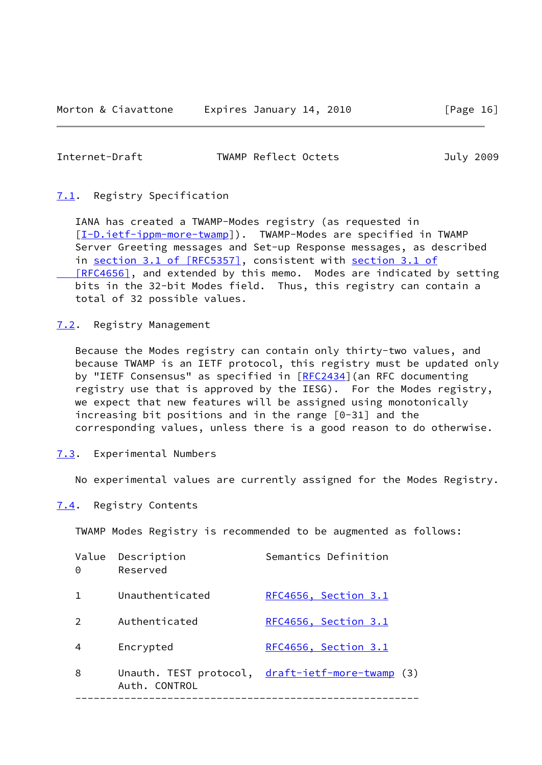### 7.1. Registry Specification

IANA has created a TWAMP-Modes registry (as requested in [I-D.ietf-ippm-more-twamp]). TWAMP-Modes are specified in TWAMP Server Greeting messages and Set-up Response messages, as described in section 3.1 of [RFC5357], consistent with section 3.1 of [RFC4656], and extended by this memo. Modes are indicated by setting bits in the 32-bit Modes field. Thus, this registry can contain a total of 32 possible values.

### 7.2. Registry Management

Because the Modes registry can contain only thirty-two values, and because TWAMP is an IETF protocol, this registry must be updated only by "IETF Consensus" as specified in [RFC2434](an RFC documenting registry use that is approved by the IESG). For the Modes registry, we expect that new features will be assigned using monotonically increasing bit positions and in the range [0-31] and the corresponding values, unless there is a good reason to do otherwise.

### 7.3. Experimental Numbers

No experimental values are currently assigned for the Modes Registry.

### 7.4. Registry Contents

TWAMP Modes Registry is recommended to be augmented as follows:

| Value | Description | Semantics Definition |
|---|---|---|
| 0 | Reserved | |
| 1 | Unauthenticated | RFC4656, Section 3.1 |
| 2 | Authenticated | RFC4656, Section 3.1 |
| 4 | Encrypted | RFC4656, Section 3.1 |
| 8 | Unauth. TEST protocol, Auth. CONTROL | draft-ietf-more-twamp (3) |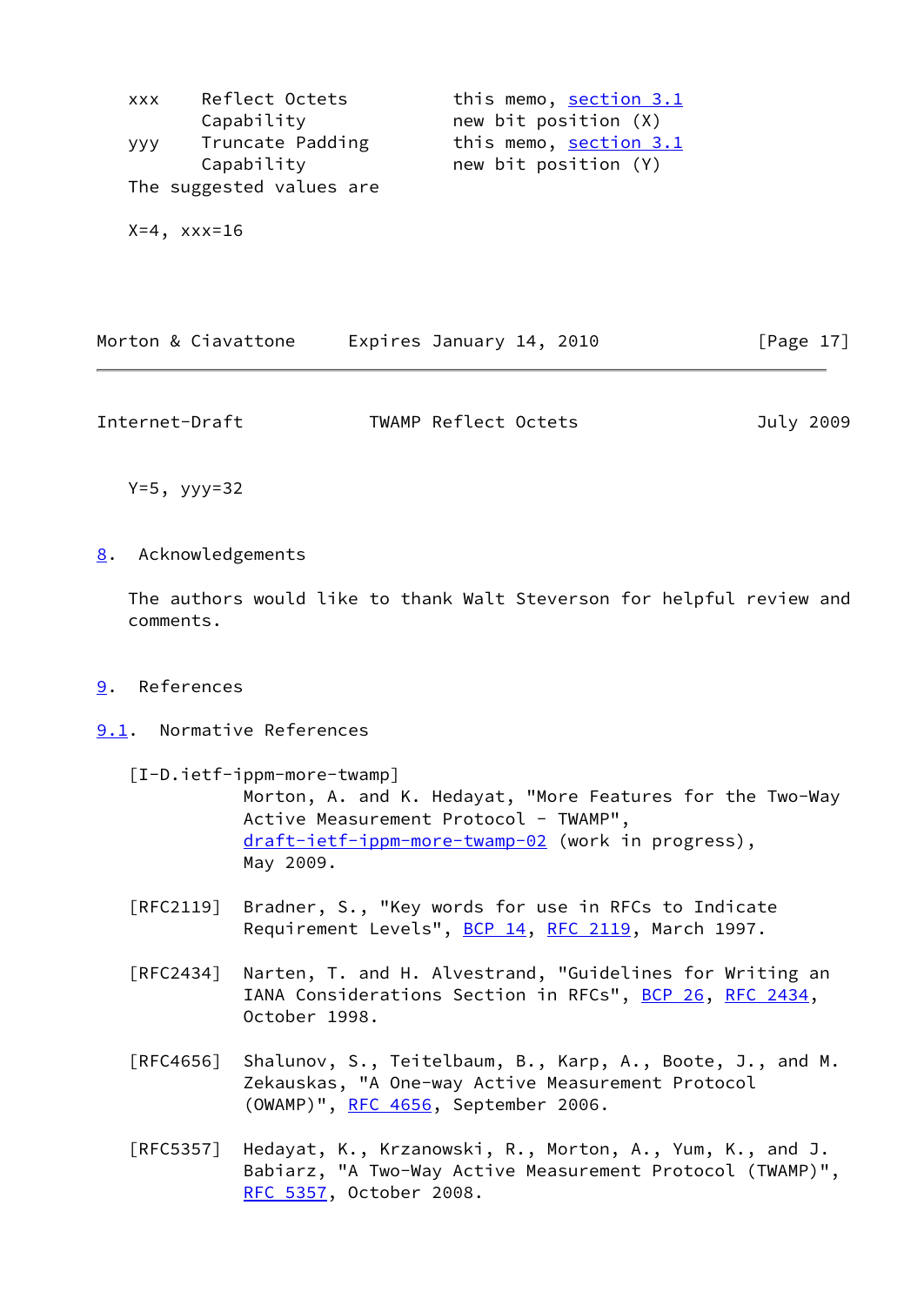| | | |
|---|---|---|
| xxx | Reflect Octets Capability | this memo, section 3.1 new bit position (X) |
| yyy | Truncate Padding Capability | this memo, section 3.1 new bit position (Y) |

The suggested values are

X=4, xxx=16

Y=5, yyy=32

## 8. Acknowledgements

The authors would like to thank Walt Steverson for helpful review and comments.

## 9. References

### 9.1. Normative References

[I-D.ietf-ippm-more-twamp]
Morton, A. and K. Hedayat, "More Features for the Two-Way Active Measurement Protocol - TWAMP", draft-ietf-ippm-more-twamp-02 (work in progress), May 2009.

[RFC2119] Bradner, S., "Key words for use in RFCs to Indicate Requirement Levels", BCP 14, RFC 2119, March 1997.

[RFC2434] Narten, T. and H. Alvestrand, "Guidelines for Writing an IANA Considerations Section in RFCs", BCP 26, RFC 2434, October 1998.

[RFC4656] Shalunov, S., Teitelbaum, B., Karp, A., Boote, J., and M. Zekauskas, "A One-way Active Measurement Protocol (OWAMP)", RFC 4656, September 2006.

[RFC5357] Hedayat, K., Krzanowski, R., Morton, A., Yum, K., and J. Babiarz, "A Two-Way Active Measurement Protocol (TWAMP)", RFC 5357, October 2008.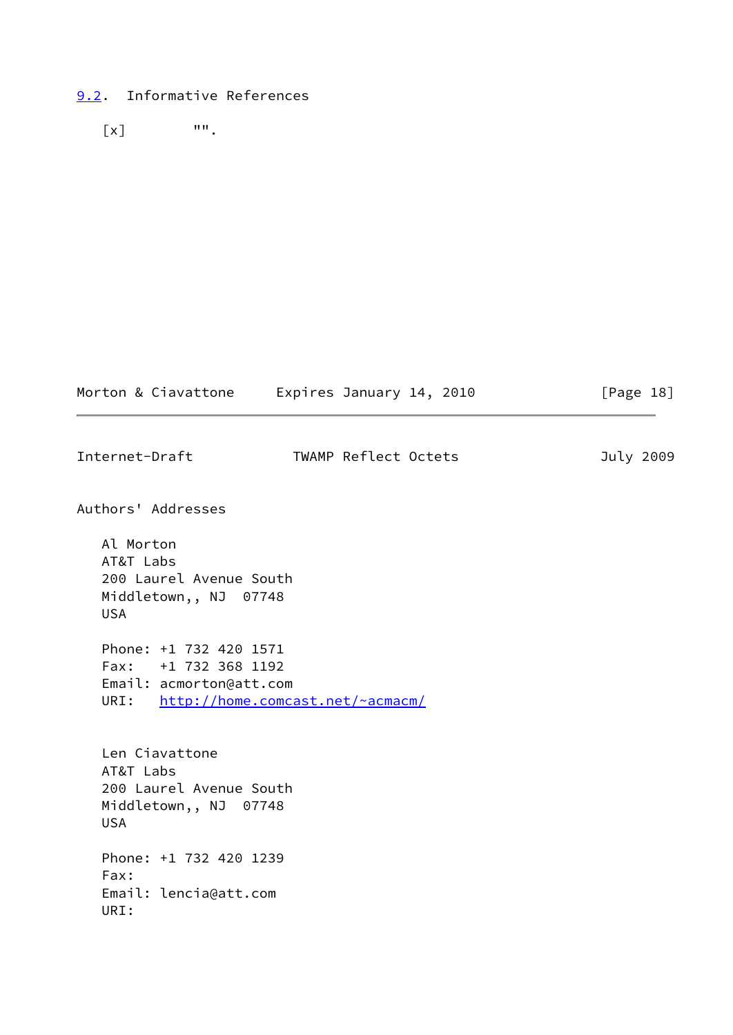### 9.2. Informative References

[x] "".

## Authors' Addresses

Al Morton
AT&T Labs
200 Laurel Avenue South
Middletown,, NJ 07748
USA

Phone: +1 732 420 1571
Fax: +1 732 368 1192
Email: acmorton@att.com
URI: http://home.comcast.net/~acmacm/

Len Ciavattone
AT&T Labs
200 Laurel Avenue South
Middletown,, NJ 07748
USA

Phone: +1 732 420 1239
Fax:
Email: lencia@att.com
URI: